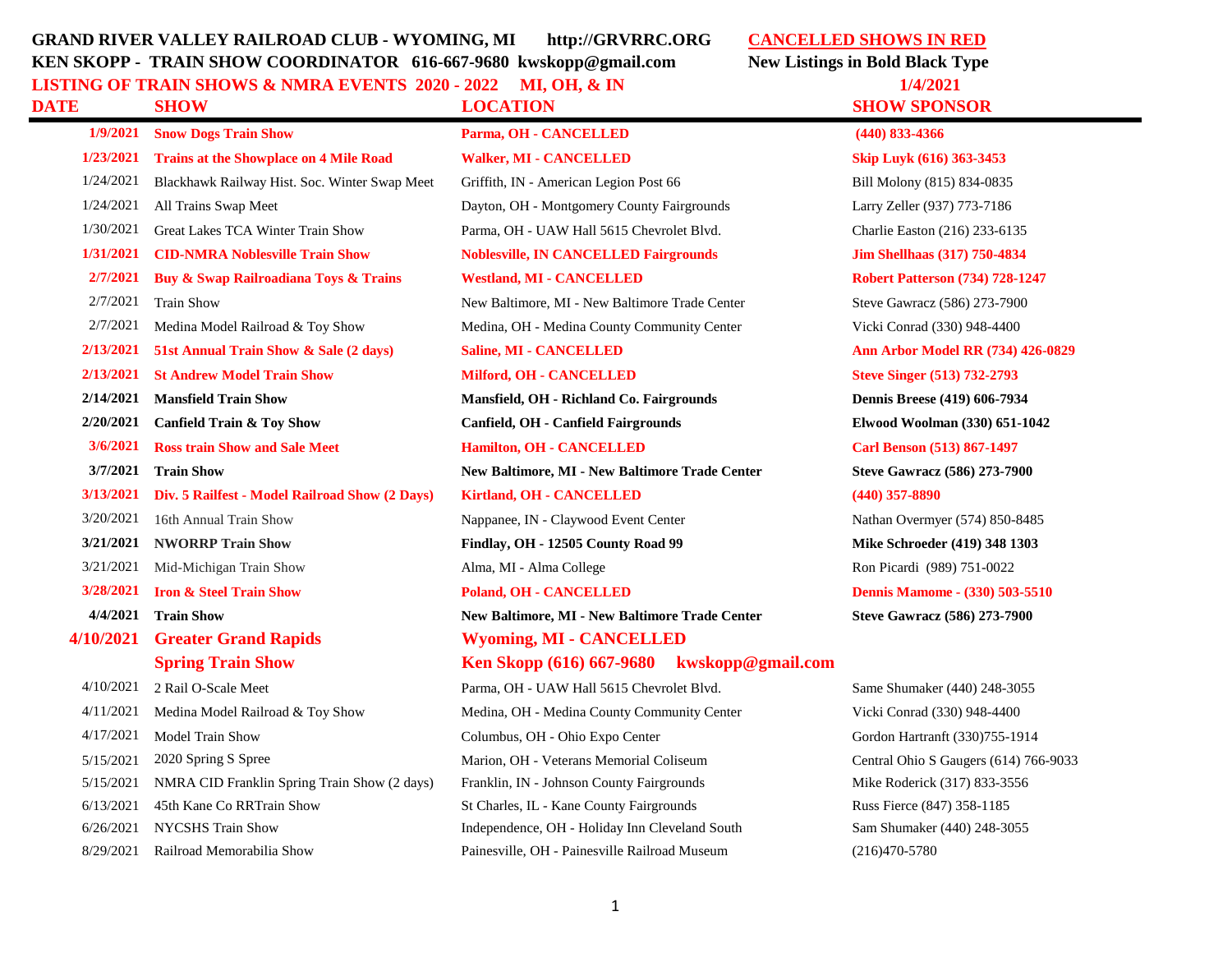**GRAND RIVER VALLEY RAILROAD CLUB - WYOMING, MI  http://GRVRRC.ORG**

**KEN SKOPP - TRAIN SHOW COORDINATOR 616-667-9680 kwskopp@gmail.com**

**LISTING OF TRAIN SHOWS & NMRA EVENTS 2020 - 2022 MI, OH, & IN**

**CANCELLED SHOWS IN RED**

**New Listings in Bold Black Type**

**1/4/2021**

| DATE | SHOW | LOCATION | SHOW SPONSOR |
|---|---|---|---|
| **1/9/2021** | **Snow Dogs Train Show** | **Parma, OH - CANCELLED** | **(440) 833-4366** |
| **1/23/2021** | **Trains at the Showplace on 4 Mile Road** | **Walker, MI - CANCELLED** | **Skip Luyk (616) 363-3453** |
| 1/24/2021 | Blackhawk Railway Hist. Soc. Winter Swap Meet | Griffith, IN - American Legion Post 66 | Bill Molony (815) 834-0835 |
| 1/24/2021 | All Trains Swap Meet | Dayton, OH - Montgomery County Fairgrounds | Larry Zeller (937) 773-7186 |
| 1/30/2021 | Great Lakes TCA Winter Train Show | Parma, OH - UAW Hall 5615 Chevrolet Blvd. | Charlie Easton (216) 233-6135 |
| **1/31/2021** | **CID-NMRA Noblesville Train Show** | **Noblesville, IN CANCELLED Fairgrounds** | **Jim Shellhaas (317) 750-4834** |
| **2/7/2021** | **Buy & Swap Railroadiana Toys & Trains** | **Westland, MI - CANCELLED** | **Robert Patterson (734) 728-1247** |
| 2/7/2021 | Train Show | New Baltimore, MI - New Baltimore Trade Center | Steve Gawracz (586) 273-7900 |
| 2/7/2021 | Medina Model Railroad & Toy Show | Medina, OH - Medina County Community Center | Vicki Conrad (330) 948-4400 |
| **2/13/2021** | **51st Annual Train Show & Sale (2 days)** | **Saline, MI - CANCELLED** | **Ann Arbor Model RR (734) 426-0829** |
| **2/13/2021** | **St Andrew Model Train Show** | **Milford, OH - CANCELLED** | **Steve Singer (513) 732-2793** |
| **2/14/2021** | **Mansfield Train Show** | **Mansfield, OH - Richland Co. Fairgrounds** | **Dennis Breese (419) 606-7934** |
| **2/20/2021** | **Canfield Train & Toy Show** | **Canfield, OH - Canfield Fairgrounds** | **Elwood Woolman (330) 651-1042** |
| **3/6/2021** | **Ross train Show and Sale Meet** | **Hamilton, OH - CANCELLED** | **Carl Benson (513) 867-1497** |
| **3/7/2021** | **Train Show** | **New Baltimore, MI - New Baltimore Trade Center** | **Steve Gawracz (586) 273-7900** |
| **3/13/2021** | **Div. 5 Railfest - Model Railroad Show (2 Days)** | **Kirtland, OH - CANCELLED** | **(440) 357-8890** |
| 3/20/2021 | 16th Annual Train Show | Nappanee, IN - Claywood Event Center | Nathan Overmyer (574) 850-8485 |
| **3/21/2021** | **NWORRP Train Show** | **Findlay, OH - 12505 County Road 99** | **Mike Schroeder (419) 348 1303** |
| 3/21/2021 | Mid-Michigan Train Show | Alma, MI - Alma College | Ron Picardi (989) 751-0022 |
| **3/28/2021** | **Iron & Steel Train Show** | **Poland, OH - CANCELLED** | **Dennis Mamome - (330) 503-5510** |
| **4/4/2021** | **Train Show** | **New Baltimore, MI - New Baltimore Trade Center** | **Steve Gawracz (586) 273-7900** |
| **4/10/2021** | **Greater Grand Rapids Spring Train Show** | **Wyoming, MI - CANCELLED Ken Skopp (616) 667-9680 kwskopp@gmail.com** | |
| 4/10/2021 | 2 Rail O-Scale Meet | Parma, OH - UAW Hall 5615 Chevrolet Blvd. | Same Shumaker (440) 248-3055 |
| 4/11/2021 | Medina Model Railroad & Toy Show | Medina, OH - Medina County Community Center | Vicki Conrad (330) 948-4400 |
| 4/17/2021 | Model Train Show | Columbus, OH - Ohio Expo Center | Gordon Hartranft (330)755-1914 |
| 5/15/2021 | 2020 Spring S Spree | Marion, OH - Veterans Memorial Coliseum | Central Ohio S Gaugers (614) 766-9033 |
| 5/15/2021 | NMRA CID Franklin Spring Train Show (2 days) | Franklin, IN - Johnson County Fairgrounds | Mike Roderick (317) 833-3556 |
| 6/13/2021 | 45th Kane Co RRTrain Show | St Charles, IL - Kane County Fairgrounds | Russ Fierce (847) 358-1185 |
| 6/26/2021 | NYCSHS Train Show | Independence, OH - Holiday Inn Cleveland South | Sam Shumaker (440) 248-3055 |
| 8/29/2021 | Railroad Memorabilia Show | Painesville, OH - Painesville Railroad Museum | (216)470-5780 |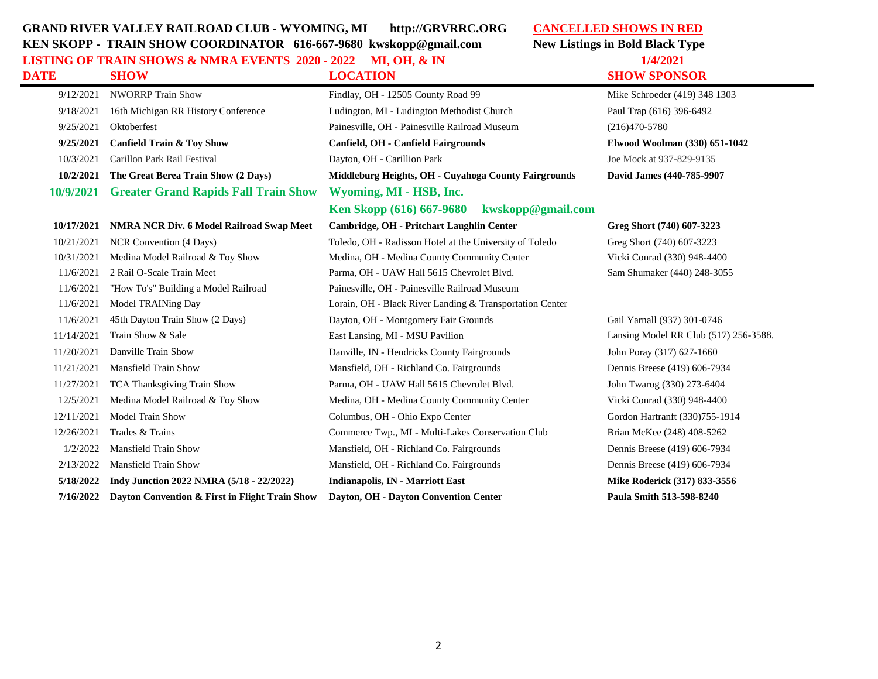**GRAND RIVER VALLEY RAILROAD CLUB - WYOMING, MI** **http://GRVRRC.ORG** CANCELLED SHOWS IN RED

**KEN SKOPP - TRAIN SHOW COORDINATOR 616-667-9680 kwskopp@gmail.com** **New Listings in Bold Black Type**

**LISTING OF TRAIN SHOWS & NMRA EVENTS 2020 - 2022 MI, OH, & IN** **1/4/2021**

| DATE | SHOW | LOCATION | SHOW SPONSOR |
|---|---|---|---|
| 9/12/2021 | NWORRP Train Show | Findlay, OH - 12505 County Road 99 | Mike Schroeder (419) 348 1303 |
| 9/18/2021 | 16th Michigan RR History Conference | Ludington, MI - Ludington Methodist Church | Paul Trap (616) 396-6492 |
| 9/25/2021 | Oktoberfest | Painesville, OH - Painesville Railroad Museum | (216)470-5780 |
| **9/25/2021** | **Canfield Train & Toy Show** | **Canfield, OH - Canfield Fairgrounds** | **Elwood Woolman (330) 651-1042** |
| 10/3/2021 | Carillon Park Rail Festival | Dayton, OH - Carillion Park | Joe Mock at 937-829-9135 |
| **10/2/2021** | **The Great Berea Train Show (2 Days)** | **Middleburg Heights, OH - Cuyahoga County Fairgrounds** | **David James (440-785-9907** |
| **10/9/2021** | **Greater Grand Rapids Fall Train Show** | **Wyoming, MI - HSB, Inc. Ken Skopp (616) 667-9680 kwskopp@gmail.com** | |
| **10/17/2021** | **NMRA NCR Div. 6 Model Railroad Swap Meet** | **Cambridge, OH - Pritchart Laughlin Center** | **Greg Short (740) 607-3223** |
| 10/21/2021 | NCR Convention (4 Days) | Toledo, OH - Radisson Hotel at the University of Toledo | Greg Short (740) 607-3223 |
| 10/31/2021 | Medina Model Railroad & Toy Show | Medina, OH - Medina County Community Center | Vicki Conrad (330) 948-4400 |
| 11/6/2021 | 2 Rail O-Scale Train Meet | Parma, OH - UAW Hall 5615 Chevrolet Blvd. | Sam Shumaker (440) 248-3055 |
| 11/6/2021 | "How To's" Building a Model Railroad | Painesville, OH - Painesville Railroad Museum | |
| 11/6/2021 | Model TRAINing Day | Lorain, OH - Black River Landing & Transportation Center | |
| 11/6/2021 | 45th Dayton Train Show (2 Days) | Dayton, OH - Montgomery Fair Grounds | Gail Yarnall (937) 301-0746 |
| 11/14/2021 | Train Show & Sale | East Lansing, MI - MSU Pavilion | Lansing Model RR Club (517) 256-3588. |
| 11/20/2021 | Danville Train Show | Danville, IN - Hendricks County Fairgrounds | John Poray (317) 627-1660 |
| 11/21/2021 | Mansfield Train Show | Mansfield, OH - Richland Co. Fairgrounds | Dennis Breese (419) 606-7934 |
| 11/27/2021 | TCA Thanksgiving Train Show | Parma, OH - UAW Hall 5615 Chevrolet Blvd. | John Twarog (330) 273-6404 |
| 12/5/2021 | Medina Model Railroad & Toy Show | Medina, OH - Medina County Community Center | Vicki Conrad (330) 948-4400 |
| 12/11/2021 | Model Train Show | Columbus, OH - Ohio Expo Center | Gordon Hartranft (330)755-1914 |
| 12/26/2021 | Trades & Trains | Commerce Twp., MI - Multi-Lakes Conservation Club | Brian McKee (248) 408-5262 |
| 1/2/2022 | Mansfield Train Show | Mansfield, OH - Richland Co. Fairgrounds | Dennis Breese (419) 606-7934 |
| 2/13/2022 | Mansfield Train Show | Mansfield, OH - Richland Co. Fairgrounds | Dennis Breese (419) 606-7934 |
| **5/18/2022** | **Indy Junction 2022 NMRA (5/18 - 22/2022)** | **Indianapolis, IN - Marriott East** | **Mike Roderick (317) 833-3556** |
| **7/16/2022** | **Dayton Convention & First in Flight Train Show** | **Dayton, OH - Dayton Convention Center** | **Paula Smith 513-598-8240** |